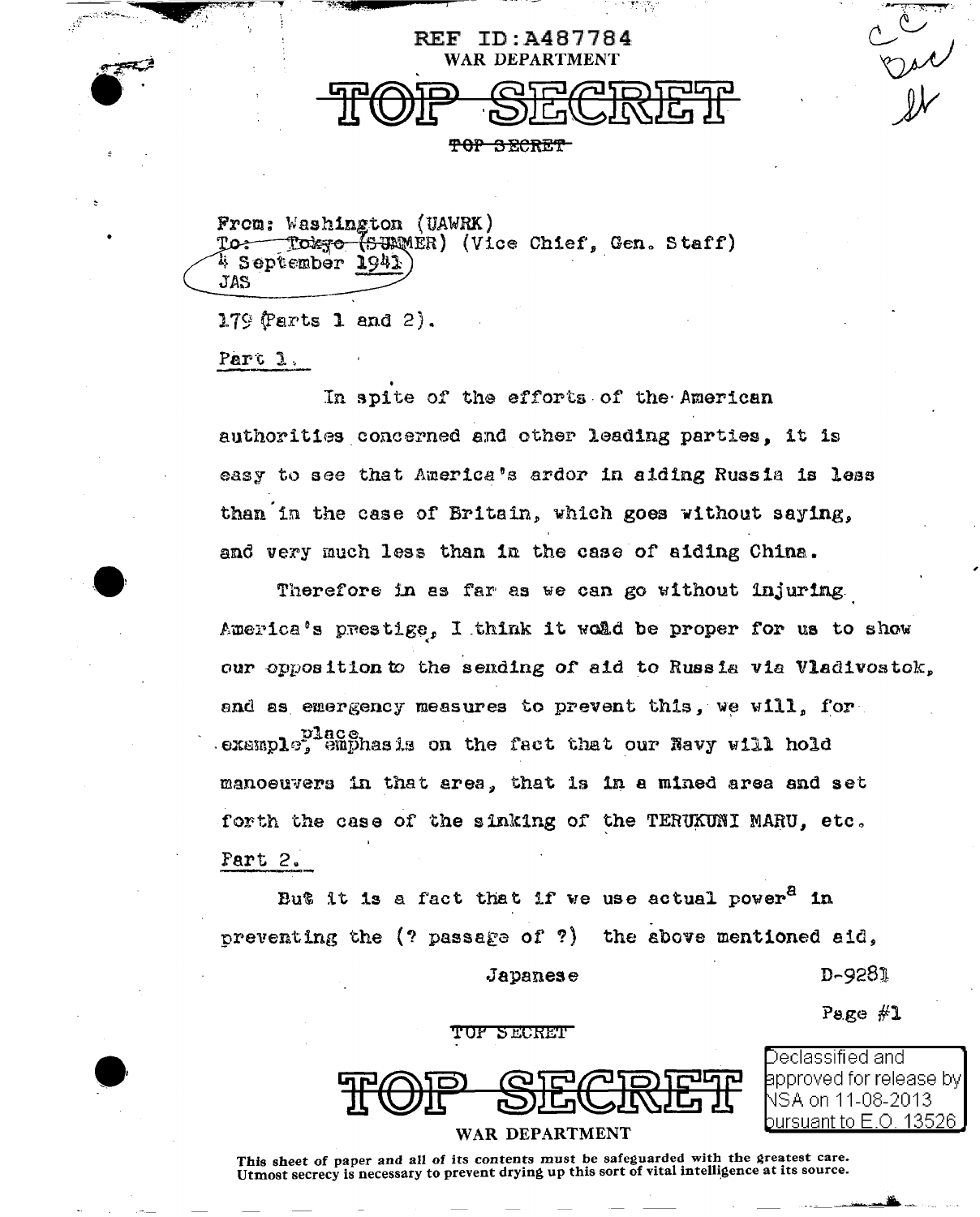REF ID:A487784

WAR DEPARTMENT

# TOP SECRET

~~TOP SECRET~~

From: Washington (UAWRK)
To: ~~Tokyo~~ (SUMMER) (Vice Chief, Gen. Staff)
4 September 1941
JAS

179 (Parts 1 and 2).

Part 1.

In spite of the efforts of the American authorities concerned and other leading parties, it is easy to see that America's ardor in aiding Russia is less than in the case of Britain, which goes without saying, and very much less than in the case of aiding China.

Therefore in as far as we can go without injuring America's prestige, I think it would be proper for us to show our opposition to the sending of aid to Russia via Vladivostok, and as emergency measures to prevent this, we will, for example, place emphasis on the fact that our Navy will hold manoeuvers in that area, that is in a mined area and set forth the case of the sinking of the TERUKUNI MARU, etc.

Part 2.

But it is a fact that if we use actual power[a] in preventing the (? passage of ?) the above mentioned aid,

Japanese

D-9281

Page #1

TOP SECRET

# TOP SECRET

WAR DEPARTMENT

Declassified and approved for release by NSA on 11-08-2013 pursuant to E.O. 13526

This sheet of paper and all of its contents must be safeguarded with the greatest care. Utmost secrecy is necessary to prevent drying up this sort of vital intelligence at its source.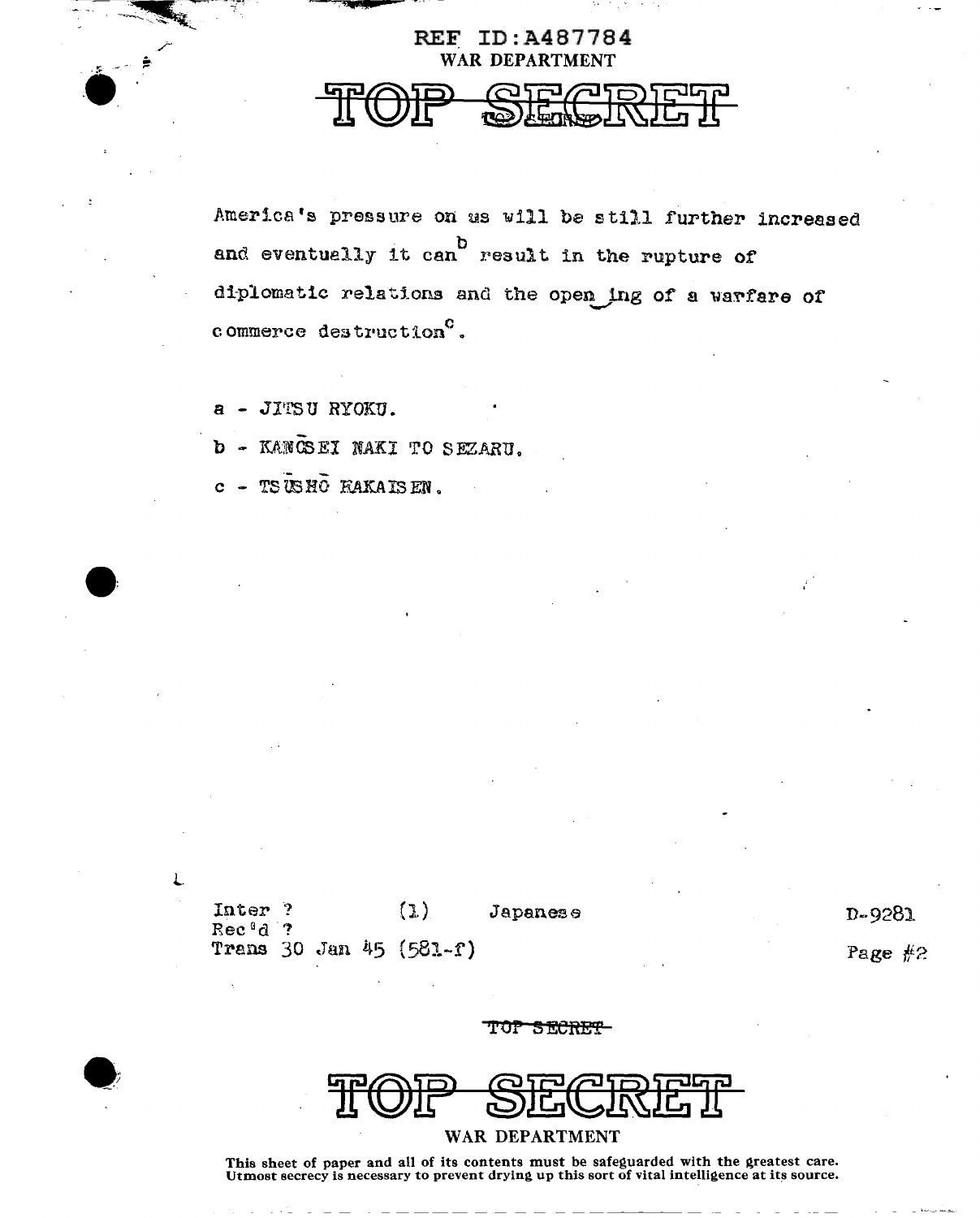REF ID:A487784

WAR DEPARTMENT

# TOP SECRET

America's pressure on us will be still further increased and eventually it can[b] result in the rupture of diplomatic relations and the opening of a warfare of commerce destruction[c].

a - JITSU RYOKU.

b - KANŌSEI NAKI TO SEZARU.

c - TSŪSHŌ HAKAISEN.

Inter ? (1) Japanese
Rec'd ?
Trans 30 Jan 45 (581-f)

D-9281

Page #2

~~TOP SECRET~~

# TOP SECRET

WAR DEPARTMENT

This sheet of paper and all of its contents must be safeguarded with the greatest care. Utmost secrecy is necessary to prevent drying up this sort of vital intelligence at its source.